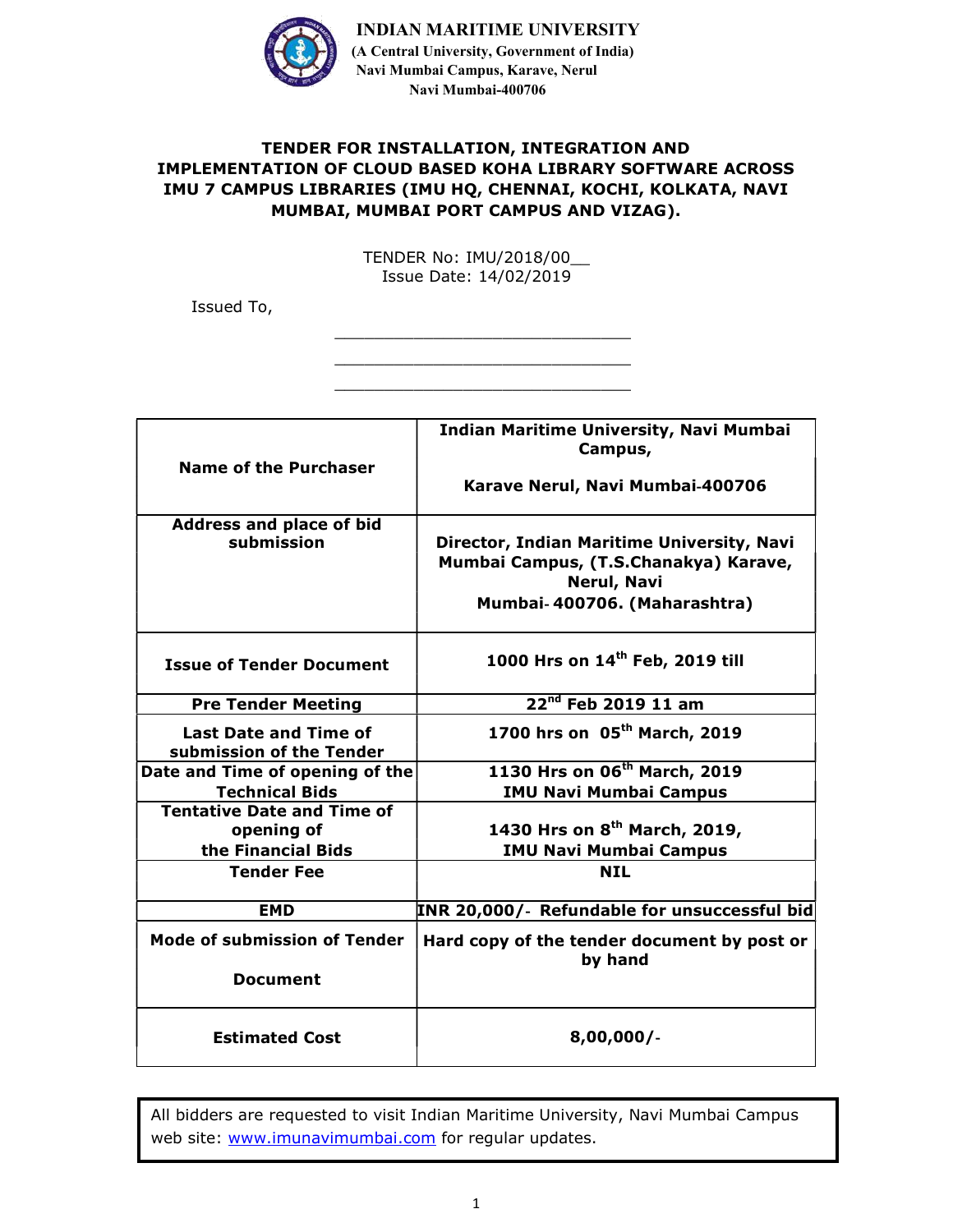**INDIAN MARITIME UNIVERSITY**
**(A Central University, Government of India)**
**Navi Mumbai Campus, Karave, Nerul**
**Navi Mumbai-400706**

# TENDER FOR INSTALLATION, INTEGRATION AND IMPLEMENTATION OF CLOUD BASED KOHA LIBRARY SOFTWARE ACROSS IMU 7 CAMPUS LIBRARIES (IMU HQ, CHENNAI, KOCHI, KOLKATA, NAVI MUMBAI, MUMBAI PORT CAMPUS AND VIZAG).

TENDER No: IMU/2018/00__
Issue Date: 14/02/2019

Issued To,

\_\_\_\_\_\_\_\_\_\_\_\_\_\_\_\_\_\_\_\_\_\_\_\_\_\_\_\_\_\_\_\_

\_\_\_\_\_\_\_\_\_\_\_\_\_\_\_\_\_\_\_\_\_\_\_\_\_\_\_\_\_\_\_\_

\_\_\_\_\_\_\_\_\_\_\_\_\_\_\_\_\_\_\_\_\_\_\_\_\_\_\_\_\_\_\_\_

| | |
|---|---|
| **Name of the Purchaser** | **Indian Maritime University, Navi Mumbai Campus,**<br><br>**Karave Nerul, Navi Mumbai-400706** |
| **Address and place of bid submission** | **Director, Indian Maritime University, Navi Mumbai Campus, (T.S.Chanakya) Karave, Nerul, Navi Mumbai- 400706. (Maharashtra)** |
| **Issue of Tender Document** | **1000 Hrs on 14th Feb, 2019 till** |
| **Pre Tender Meeting** | **22nd Feb 2019 11 am** |
| **Last Date and Time of submission of the Tender** | **1700 hrs on 05th March, 2019** |
| **Date and Time of opening of the Technical Bids** | **1130 Hrs on 06th March, 2019**<br>**IMU Navi Mumbai Campus** |
| **Tentative Date and Time of opening of the Financial Bids** | **1430 Hrs on 8th March, 2019,**<br>**IMU Navi Mumbai Campus** |
| **Tender Fee** | **NIL** |
| **EMD** | **INR 20,000/- Refundable for unsuccessful bid** |
| **Mode of submission of Tender Document** | **Hard copy of the tender document by post or by hand** |
| **Estimated Cost** | **8,00,000/-** |

All bidders are requested to visit Indian Maritime University, Navi Mumbai Campus web site: [www.imunavimumbai.com](http://www.imunavimumbai.com) for regular updates.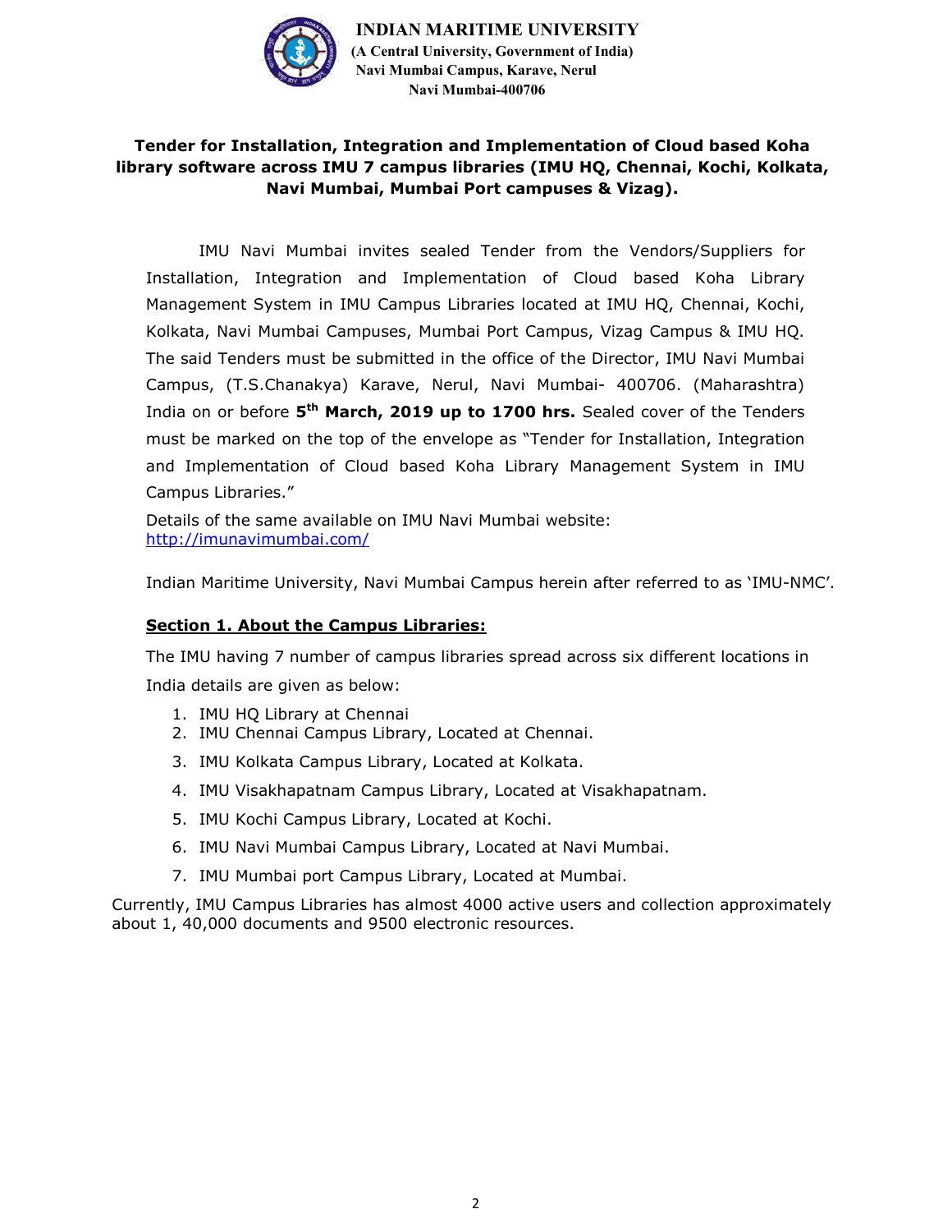**INDIAN MARITIME UNIVERSITY**
**(A Central University, Government of India)**
**Navi Mumbai Campus, Karave, Nerul**
**Navi Mumbai-400706**

## Tender for Installation, Integration and Implementation of Cloud based Koha library software across IMU 7 campus libraries (IMU HQ, Chennai, Kochi, Kolkata, Navi Mumbai, Mumbai Port campuses & Vizag).

IMU Navi Mumbai invites sealed Tender from the Vendors/Suppliers for Installation, Integration and Implementation of Cloud based Koha Library Management System in IMU Campus Libraries located at IMU HQ, Chennai, Kochi, Kolkata, Navi Mumbai Campuses, Mumbai Port Campus, Vizag Campus & IMU HQ. The said Tenders must be submitted in the office of the Director, IMU Navi Mumbai Campus, (T.S.Chanakya) Karave, Nerul, Navi Mumbai- 400706. (Maharashtra) India on or before **5th March, 2019 up to 1700 hrs.** Sealed cover of the Tenders must be marked on the top of the envelope as "Tender for Installation, Integration and Implementation of Cloud based Koha Library Management System in IMU Campus Libraries."

Details of the same available on IMU Navi Mumbai website: http://imunavimumbai.com/

Indian Maritime University, Navi Mumbai Campus herein after referred to as 'IMU-NMC'.

### Section 1. About the Campus Libraries:

The IMU having 7 number of campus libraries spread across six different locations in India details are given as below:

1. IMU HQ Library at Chennai
2. IMU Chennai Campus Library, Located at Chennai.
3. IMU Kolkata Campus Library, Located at Kolkata.
4. IMU Visakhapatnam Campus Library, Located at Visakhapatnam.
5. IMU Kochi Campus Library, Located at Kochi.
6. IMU Navi Mumbai Campus Library, Located at Navi Mumbai.
7. IMU Mumbai port Campus Library, Located at Mumbai.

Currently, IMU Campus Libraries has almost 4000 active users and collection approximately about 1, 40,000 documents and 9500 electronic resources.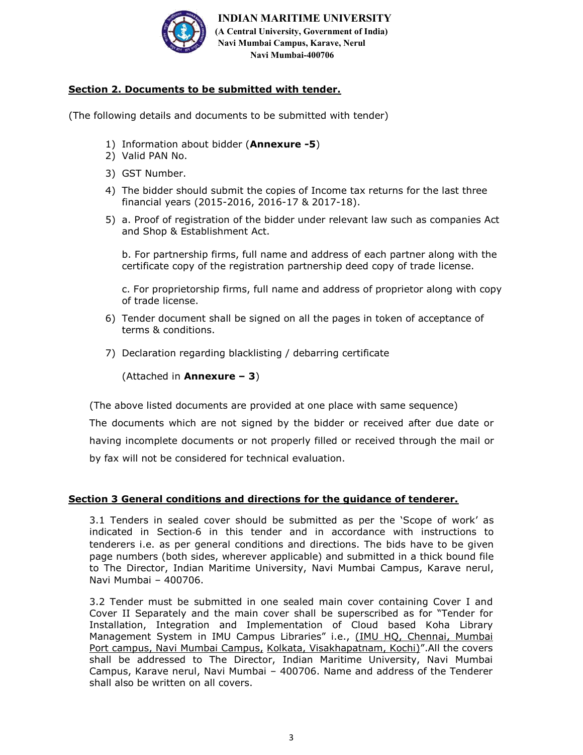**INDIAN MARITIME UNIVERSITY**
**(A Central University, Government of India)**
**Navi Mumbai Campus, Karave, Nerul**
**Navi Mumbai-400706**

## Section 2. Documents to be submitted with tender.

(The following details and documents to be submitted with tender)

1) Information about bidder (**Annexure -5**)
2) Valid PAN No.
3) GST Number.
4) The bidder should submit the copies of Income tax returns for the last three financial years (2015-2016, 2016-17 & 2017-18).
5) a. Proof of registration of the bidder under relevant law such as companies Act and Shop & Establishment Act.

   b. For partnership firms, full name and address of each partner along with the certificate copy of the registration partnership deed copy of trade license.

   c. For proprietorship firms, full name and address of proprietor along with copy of trade license.
6) Tender document shall be signed on all the pages in token of acceptance of terms & conditions.
7) Declaration regarding blacklisting / debarring certificate

   (Attached in **Annexure – 3**)

(The above listed documents are provided at one place with same sequence)

The documents which are not signed by the bidder or received after due date or having incomplete documents or not properly filled or received through the mail or by fax will not be considered for technical evaluation.

## Section 3 General conditions and directions for the guidance of tenderer.

3.1 Tenders in sealed cover should be submitted as per the 'Scope of work' as indicated in Section-6 in this tender and in accordance with instructions to tenderers i.e. as per general conditions and directions. The bids have to be given page numbers (both sides, wherever applicable) and submitted in a thick bound file to The Director, Indian Maritime University, Navi Mumbai Campus, Karave nerul, Navi Mumbai – 400706.

3.2 Tender must be submitted in one sealed main cover containing Cover I and Cover II Separately and the main cover shall be superscribed as for "Tender for Installation, Integration and Implementation of Cloud based Koha Library Management System in IMU Campus Libraries" i.e., (IMU HQ, Chennai, Mumbai Port campus, Navi Mumbai Campus, Kolkata, Visakhapatnam, Kochi)".All the covers shall be addressed to The Director, Indian Maritime University, Navi Mumbai Campus, Karave nerul, Navi Mumbai – 400706. Name and address of the Tenderer shall also be written on all covers.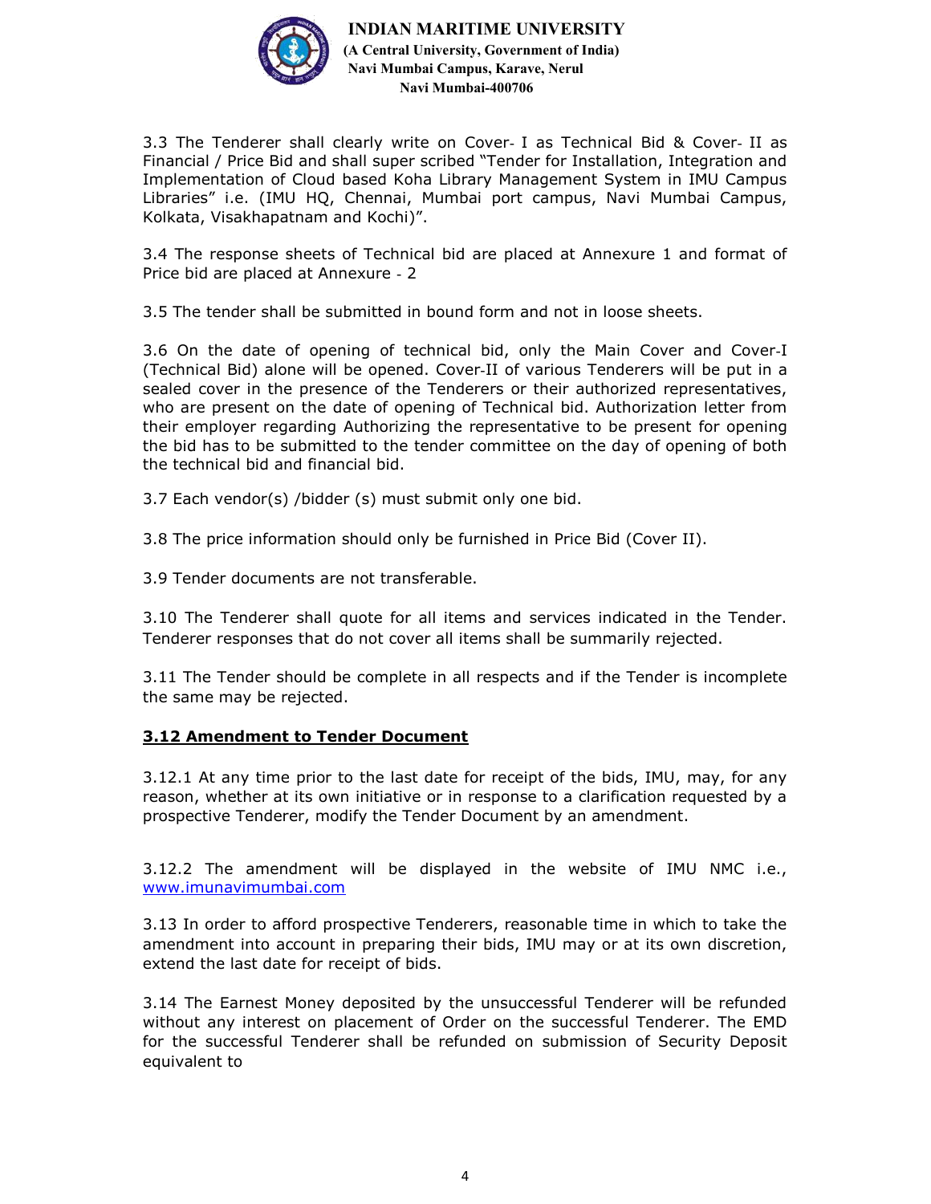3.3 The Tenderer shall clearly write on Cover- I as Technical Bid & Cover- II as Financial / Price Bid and shall super scribed "Tender for Installation, Integration and Implementation of Cloud based Koha Library Management System in IMU Campus Libraries" i.e. (IMU HQ, Chennai, Mumbai port campus, Navi Mumbai Campus, Kolkata, Visakhapatnam and Kochi)".

3.4 The response sheets of Technical bid are placed at Annexure 1 and format of Price bid are placed at Annexure - 2

3.5 The tender shall be submitted in bound form and not in loose sheets.

3.6 On the date of opening of technical bid, only the Main Cover and Cover-I (Technical Bid) alone will be opened. Cover-II of various Tenderers will be put in a sealed cover in the presence of the Tenderers or their authorized representatives, who are present on the date of opening of Technical bid. Authorization letter from their employer regarding Authorizing the representative to be present for opening the bid has to be submitted to the tender committee on the day of opening of both the technical bid and financial bid.

3.7 Each vendor(s) /bidder (s) must submit only one bid.

3.8 The price information should only be furnished in Price Bid (Cover II).

3.9 Tender documents are not transferable.

3.10 The Tenderer shall quote for all items and services indicated in the Tender. Tenderer responses that do not cover all items shall be summarily rejected.

3.11 The Tender should be complete in all respects and if the Tender is incomplete the same may be rejected.

**3.12 Amendment to Tender Document**

3.12.1 At any time prior to the last date for receipt of the bids, IMU, may, for any reason, whether at its own initiative or in response to a clarification requested by a prospective Tenderer, modify the Tender Document by an amendment.

3.12.2 The amendment will be displayed in the website of IMU NMC i.e., www.imunavimumbai.com

3.13 In order to afford prospective Tenderers, reasonable time in which to take the amendment into account in preparing their bids, IMU may or at its own discretion, extend the last date for receipt of bids.

3.14 The Earnest Money deposited by the unsuccessful Tenderer will be refunded without any interest on placement of Order on the successful Tenderer. The EMD for the successful Tenderer shall be refunded on submission of Security Deposit equivalent to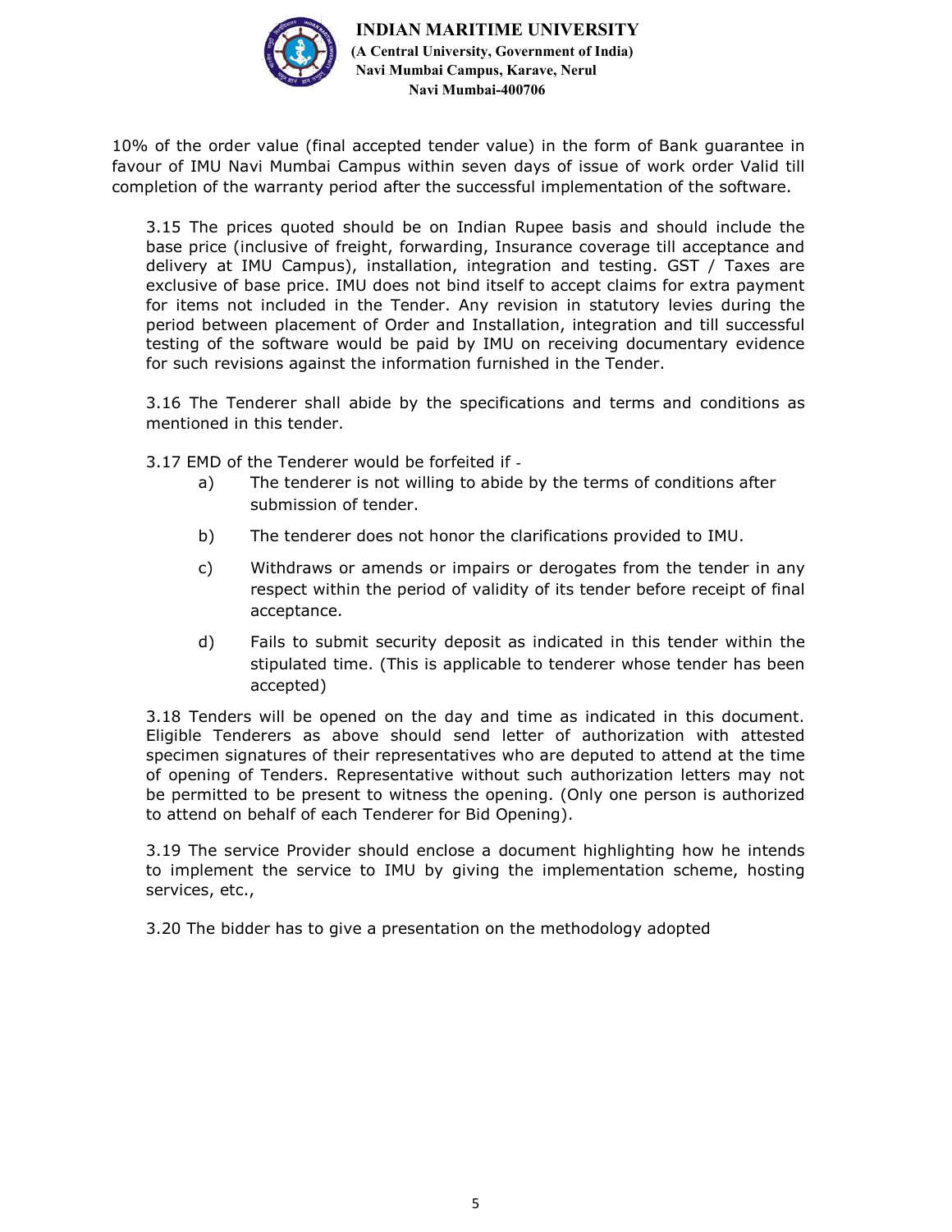10% of the order value (final accepted tender value) in the form of Bank guarantee in favour of IMU Navi Mumbai Campus within seven days of issue of work order Valid till completion of the warranty period after the successful implementation of the software.

3.15 The prices quoted should be on Indian Rupee basis and should include the base price (inclusive of freight, forwarding, Insurance coverage till acceptance and delivery at IMU Campus), installation, integration and testing. GST / Taxes are exclusive of base price. IMU does not bind itself to accept claims for extra payment for items not included in the Tender. Any revision in statutory levies during the period between placement of Order and Installation, integration and till successful testing of the software would be paid by IMU on receiving documentary evidence for such revisions against the information furnished in the Tender.

3.16 The Tenderer shall abide by the specifications and terms and conditions as mentioned in this tender.

3.17 EMD of the Tenderer would be forfeited if -

a) The tenderer is not willing to abide by the terms of conditions after submission of tender.

b) The tenderer does not honor the clarifications provided to IMU.

c) Withdraws or amends or impairs or derogates from the tender in any respect within the period of validity of its tender before receipt of final acceptance.

d) Fails to submit security deposit as indicated in this tender within the stipulated time. (This is applicable to tenderer whose tender has been accepted)

3.18 Tenders will be opened on the day and time as indicated in this document. Eligible Tenderers as above should send letter of authorization with attested specimen signatures of their representatives who are deputed to attend at the time of opening of Tenders. Representative without such authorization letters may not be permitted to be present to witness the opening. (Only one person is authorized to attend on behalf of each Tenderer for Bid Opening).

3.19 The service Provider should enclose a document highlighting how he intends to implement the service to IMU by giving the implementation scheme, hosting services, etc.,

3.20 The bidder has to give a presentation on the methodology adopted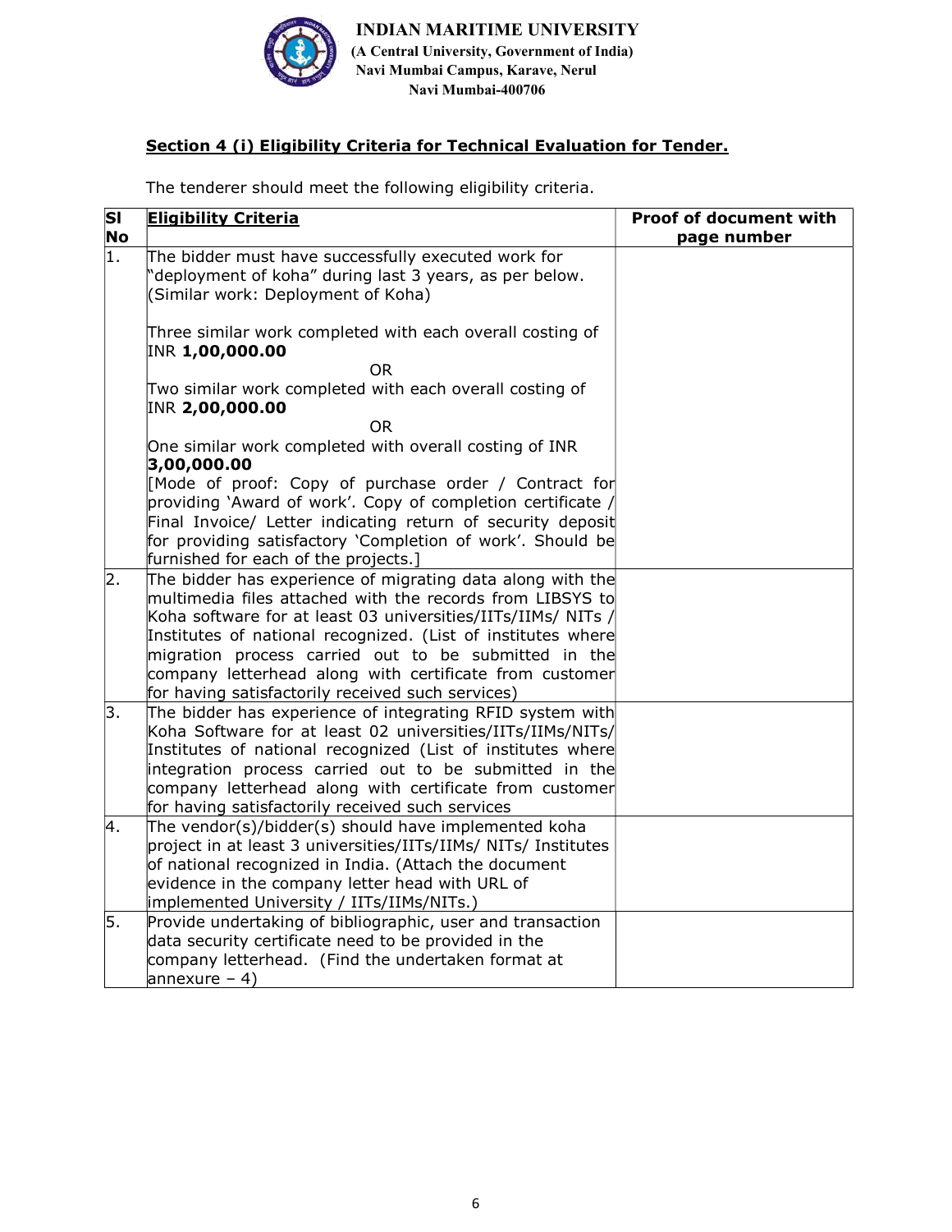**INDIAN MARITIME UNIVERSITY**
**(A Central University, Government of India)**
**Navi Mumbai Campus, Karave, Nerul**
**Navi Mumbai-400706**

## Section 4 (i) Eligibility Criteria for Technical Evaluation for Tender.

The tenderer should meet the following eligibility criteria.

| Sl No | Eligibility Criteria | Proof of document with page number |
|---|---|---|
| 1. | The bidder must have successfully executed work for "deployment of koha" during last 3 years, as per below. (Similar work: Deployment of Koha)<br><br>Three similar work completed with each overall costing of INR **1,00,000.00**<br>OR<br>Two similar work completed with each overall costing of INR **2,00,000.00**<br>OR<br>One similar work completed with overall costing of INR **3,00,000.00**<br>[Mode of proof: Copy of purchase order / Contract for providing 'Award of work'. Copy of completion certificate / Final Invoice/ Letter indicating return of security deposit for providing satisfactory 'Completion of work'. Should be furnished for each of the projects.] | |
| 2. | The bidder has experience of migrating data along with the multimedia files attached with the records from LIBSYS to Koha software for at least 03 universities/IITs/IIMs/ NITs / Institutes of national recognized. (List of institutes where migration process carried out to be submitted in the company letterhead along with certificate from customer for having satisfactorily received such services) | |
| 3. | The bidder has experience of integrating RFID system with Koha Software for at least 02 universities/IITs/IIMs/NITs/ Institutes of national recognized (List of institutes where integration process carried out to be submitted in the company letterhead along with certificate from customer for having satisfactorily received such services | |
| 4. | The vendor(s)/bidder(s) should have implemented koha project in at least 3 universities/IITs/IIMs/ NITs/ Institutes of national recognized in India. (Attach the document evidence in the company letter head with URL of implemented University / IITs/IIMs/NITs.) | |
| 5. | Provide undertaking of bibliographic, user and transaction data security certificate need to be provided in the company letterhead. (Find the undertaken format at annexure – 4) | |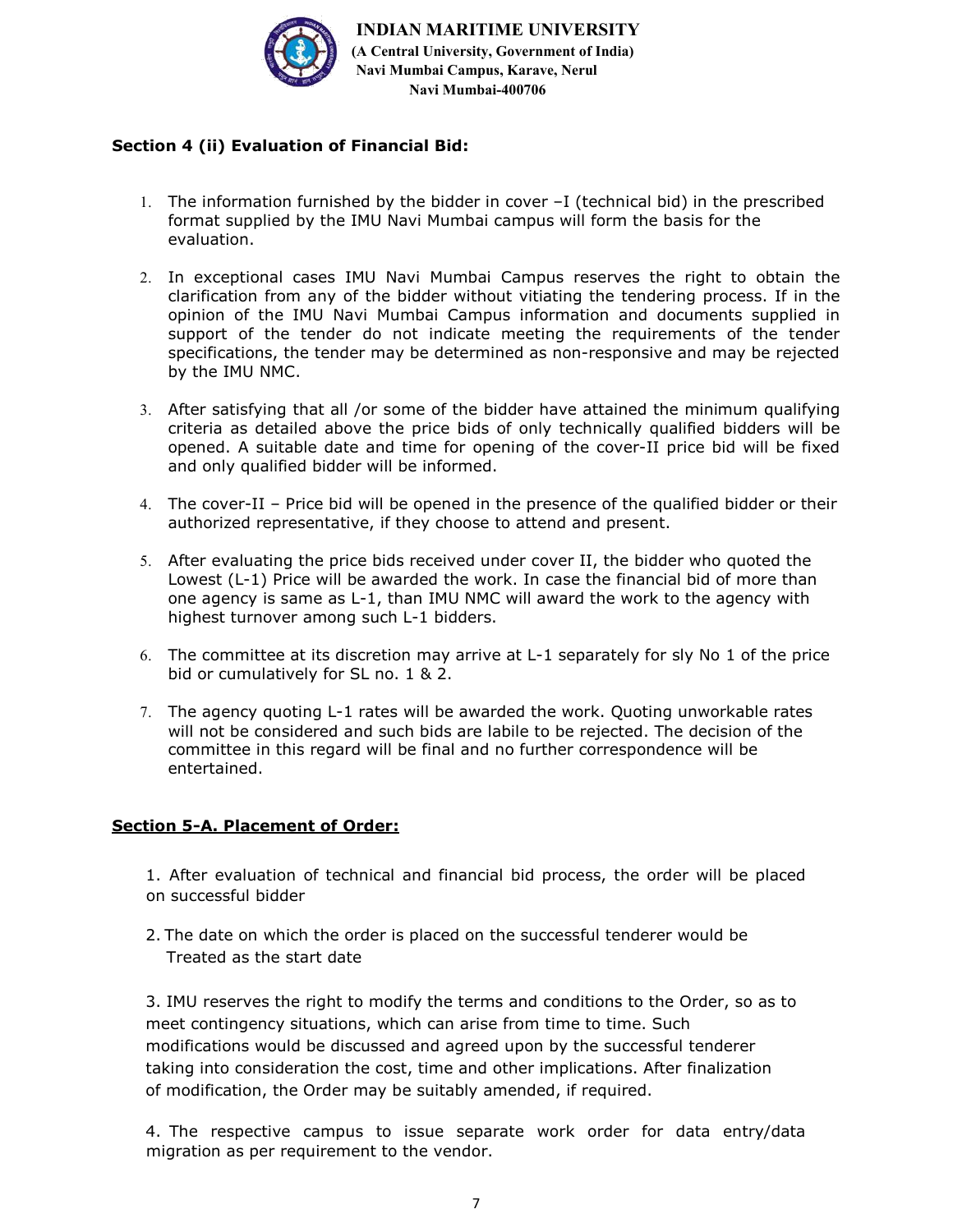### Section 4 (ii) Evaluation of Financial Bid:

1. The information furnished by the bidder in cover –I (technical bid) in the prescribed format supplied by the IMU Navi Mumbai campus will form the basis for the evaluation.

2. In exceptional cases IMU Navi Mumbai Campus reserves the right to obtain the clarification from any of the bidder without vitiating the tendering process. If in the opinion of the IMU Navi Mumbai Campus information and documents supplied in support of the tender do not indicate meeting the requirements of the tender specifications, the tender may be determined as non-responsive and may be rejected by the IMU NMC.

3. After satisfying that all /or some of the bidder have attained the minimum qualifying criteria as detailed above the price bids of only technically qualified bidders will be opened. A suitable date and time for opening of the cover-II price bid will be fixed and only qualified bidder will be informed.

4. The cover-II – Price bid will be opened in the presence of the qualified bidder or their authorized representative, if they choose to attend and present.

5. After evaluating the price bids received under cover II, the bidder who quoted the Lowest (L-1) Price will be awarded the work. In case the financial bid of more than one agency is same as L-1, than IMU NMC will award the work to the agency with highest turnover among such L-1 bidders.

6. The committee at its discretion may arrive at L-1 separately for sly No 1 of the price bid or cumulatively for SL no. 1 & 2.

7. The agency quoting L-1 rates will be awarded the work. Quoting unworkable rates will not be considered and such bids are labile to be rejected. The decision of the committee in this regard will be final and no further correspondence will be entertained.

### Section 5-A. Placement of Order:

1. After evaluation of technical and financial bid process, the order will be placed on successful bidder

2. The date on which the order is placed on the successful tenderer would be Treated as the start date

3. IMU reserves the right to modify the terms and conditions to the Order, so as to meet contingency situations, which can arise from time to time. Such modifications would be discussed and agreed upon by the successful tenderer taking into consideration the cost, time and other implications. After finalization of modification, the Order may be suitably amended, if required.

4. The respective campus to issue separate work order for data entry/data migration as per requirement to the vendor.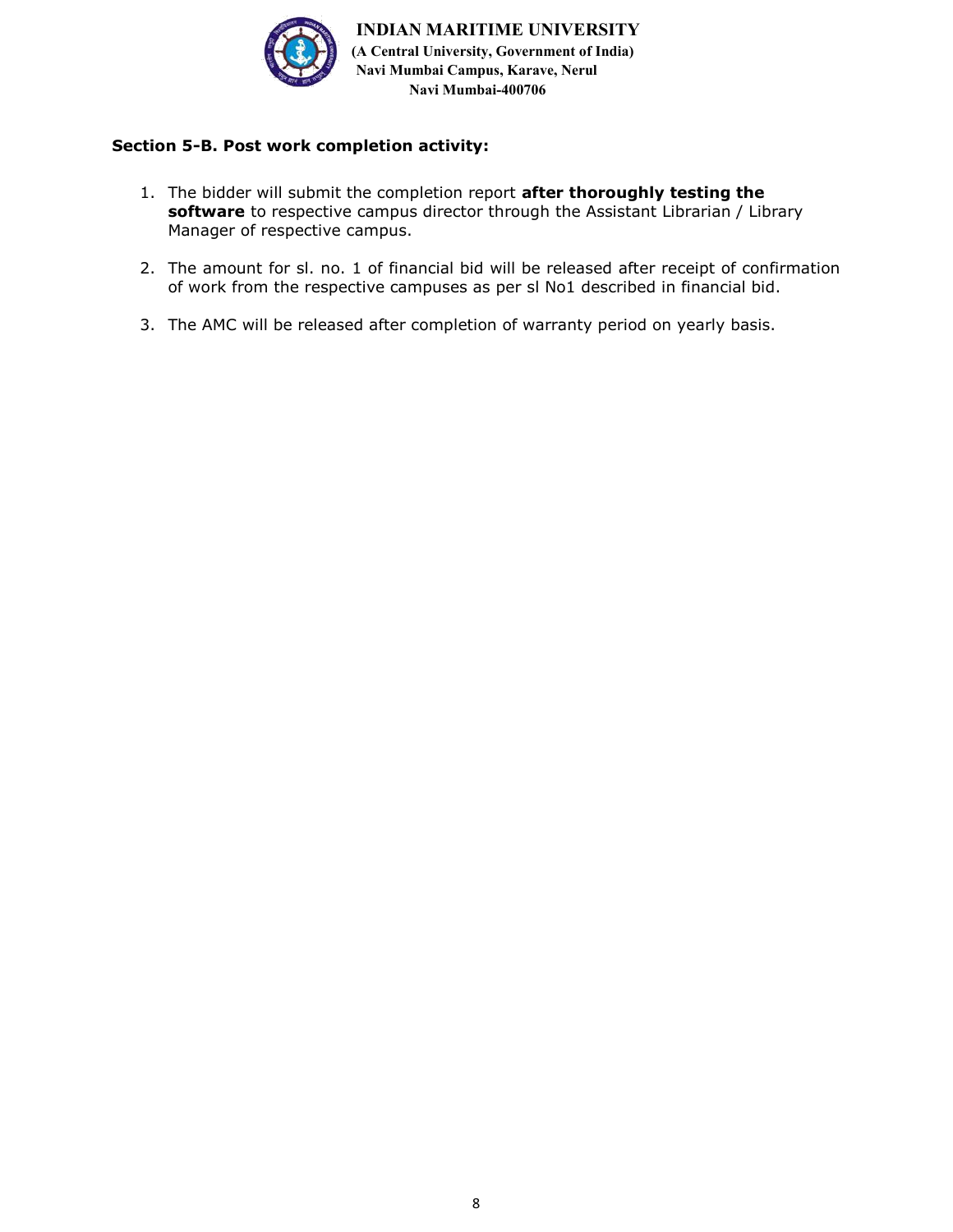**INDIAN MARITIME UNIVERSITY**
**(A Central University, Government of India)**
**Navi Mumbai Campus, Karave, Nerul**
**Navi Mumbai-400706**

## Section 5-B. Post work completion activity:

1. The bidder will submit the completion report **after thoroughly testing the software** to respective campus director through the Assistant Librarian / Library Manager of respective campus.
2. The amount for sl. no. 1 of financial bid will be released after receipt of confirmation of work from the respective campuses as per sl No1 described in financial bid.
3. The AMC will be released after completion of warranty period on yearly basis.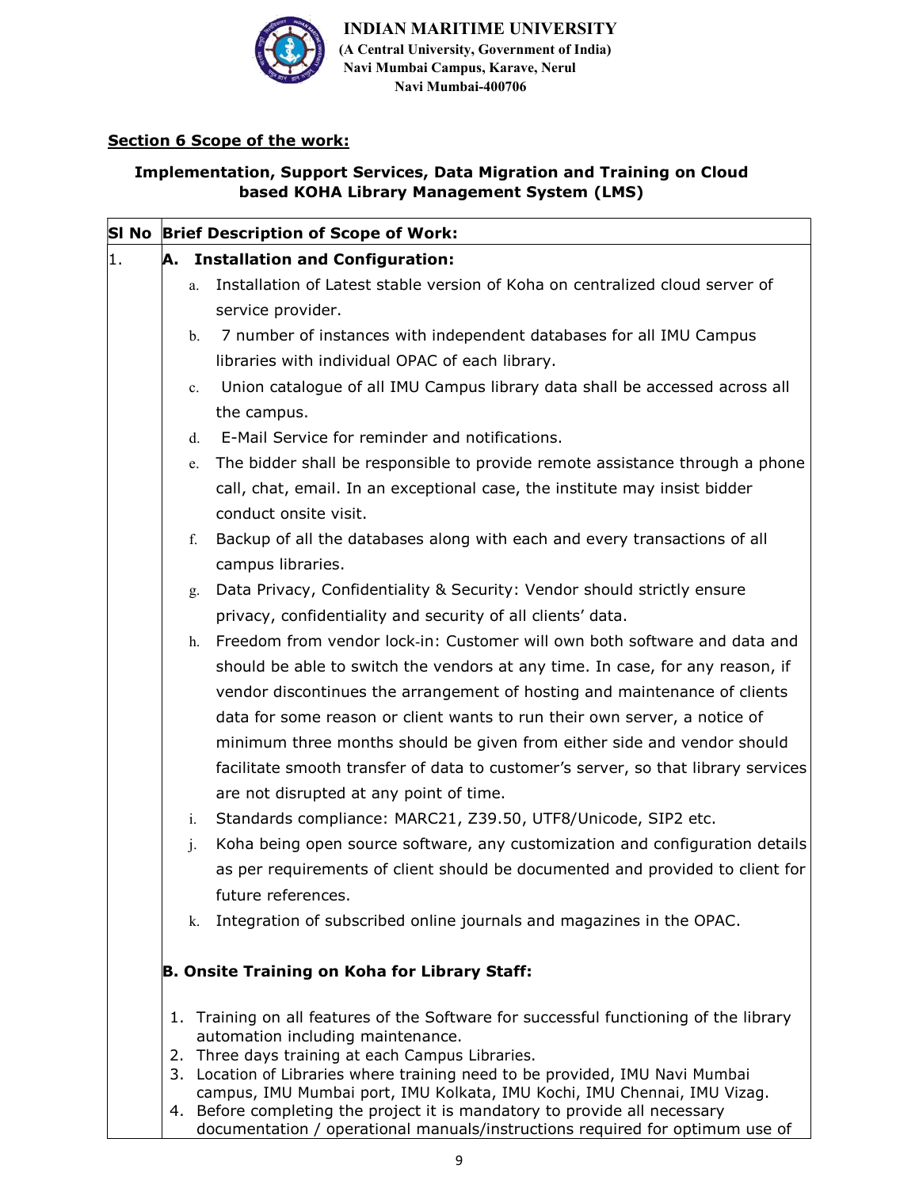**INDIAN MARITIME UNIVERSITY**
**(A Central University, Government of India)**
**Navi Mumbai Campus, Karave, Nerul**
**Navi Mumbai-400706**

## Section 6 Scope of the work:

### Implementation, Support Services, Data Migration and Training on Cloud based KOHA Library Management System (LMS)

| Sl No | Brief Description of Scope of Work: |
|---|---|
| 1. | **A. Installation and Configuration:**<br>a. Installation of Latest stable version of Koha on centralized cloud server of service provider.<br>b. 7 number of instances with independent databases for all IMU Campus libraries with individual OPAC of each library.<br>c. Union catalogue of all IMU Campus library data shall be accessed across all the campus.<br>d. E-Mail Service for reminder and notifications.<br>e. The bidder shall be responsible to provide remote assistance through a phone call, chat, email. In an exceptional case, the institute may insist bidder conduct onsite visit.<br>f. Backup of all the databases along with each and every transactions of all campus libraries.<br>g. Data Privacy, Confidentiality & Security: Vendor should strictly ensure privacy, confidentiality and security of all clients' data.<br>h. Freedom from vendor lock-in: Customer will own both software and data and should be able to switch the vendors at any time. In case, for any reason, if vendor discontinues the arrangement of hosting and maintenance of clients data for some reason or client wants to run their own server, a notice of minimum three months should be given from either side and vendor should facilitate smooth transfer of data to customer's server, so that library services are not disrupted at any point of time.<br>i. Standards compliance: MARC21, Z39.50, UTF8/Unicode, SIP2 etc.<br>j. Koha being open source software, any customization and configuration details as per requirements of client should be documented and provided to client for future references.<br>k. Integration of subscribed online journals and magazines in the OPAC.<br><br>**B. Onsite Training on Koha for Library Staff:**<br>1. Training on all features of the Software for successful functioning of the library automation including maintenance.<br>2. Three days training at each Campus Libraries.<br>3. Location of Libraries where training need to be provided, IMU Navi Mumbai campus, IMU Mumbai port, IMU Kolkata, IMU Kochi, IMU Chennai, IMU Vizag.<br>4. Before completing the project it is mandatory to provide all necessary documentation / operational manuals/instructions required for optimum use of |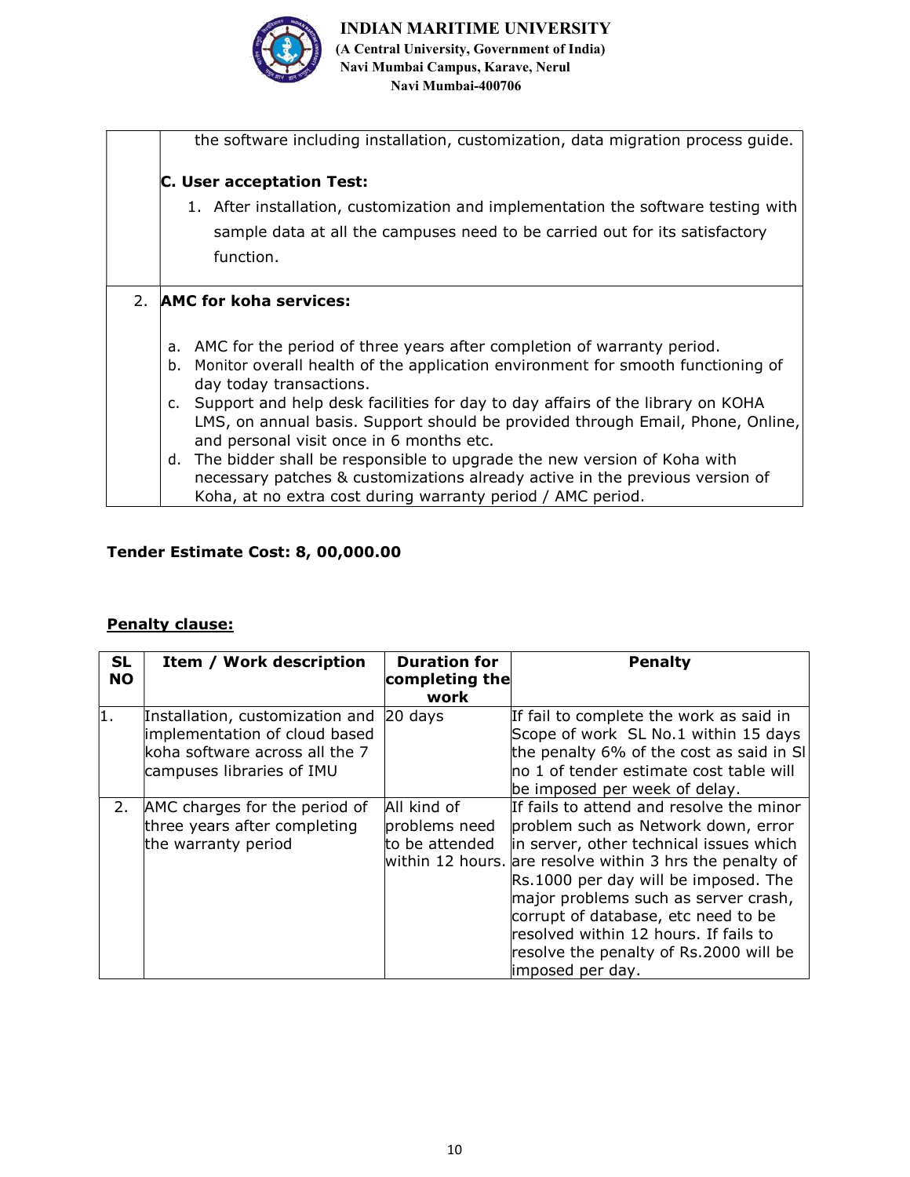| | |
|---|---|
| | the software including installation, customization, data migration process guide.<br><br>**C. User acceptation Test:**<br>1. After installation, customization and implementation the software testing with sample data at all the campuses need to be carried out for its satisfactory function. |
| 2. | **AMC for koha services:**<br><br>a. AMC for the period of three years after completion of warranty period.<br>b. Monitor overall health of the application environment for smooth functioning of day today transactions.<br>c. Support and help desk facilities for day to day affairs of the library on KOHA LMS, on annual basis. Support should be provided through Email, Phone, Online, and personal visit once in 6 months etc.<br>d. The bidder shall be responsible to upgrade the new version of Koha with necessary patches & customizations already active in the previous version of Koha, at no extra cost during warranty period / AMC period. |

**Tender Estimate Cost: 8, 00,000.00**

**Penalty clause:**

| SL NO | Item / Work description | Duration for completing the work | Penalty |
|---|---|---|---|
| 1. | Installation, customization and implementation of cloud based koha software across all the 7 campuses libraries of IMU | 20 days | If fail to complete the work as said in Scope of work SL No.1 within 15 days the penalty 6% of the cost as said in Sl no 1 of tender estimate cost table will be imposed per week of delay. |
| 2. | AMC charges for the period of three years after completing the warranty period | All kind of problems need to be attended within 12 hours. | If fails to attend and resolve the minor problem such as Network down, error in server, other technical issues which are resolve within 3 hrs the penalty of Rs.1000 per day will be imposed. The major problems such as server crash, corrupt of database, etc need to be resolved within 12 hours. If fails to resolve the penalty of Rs.2000 will be imposed per day. |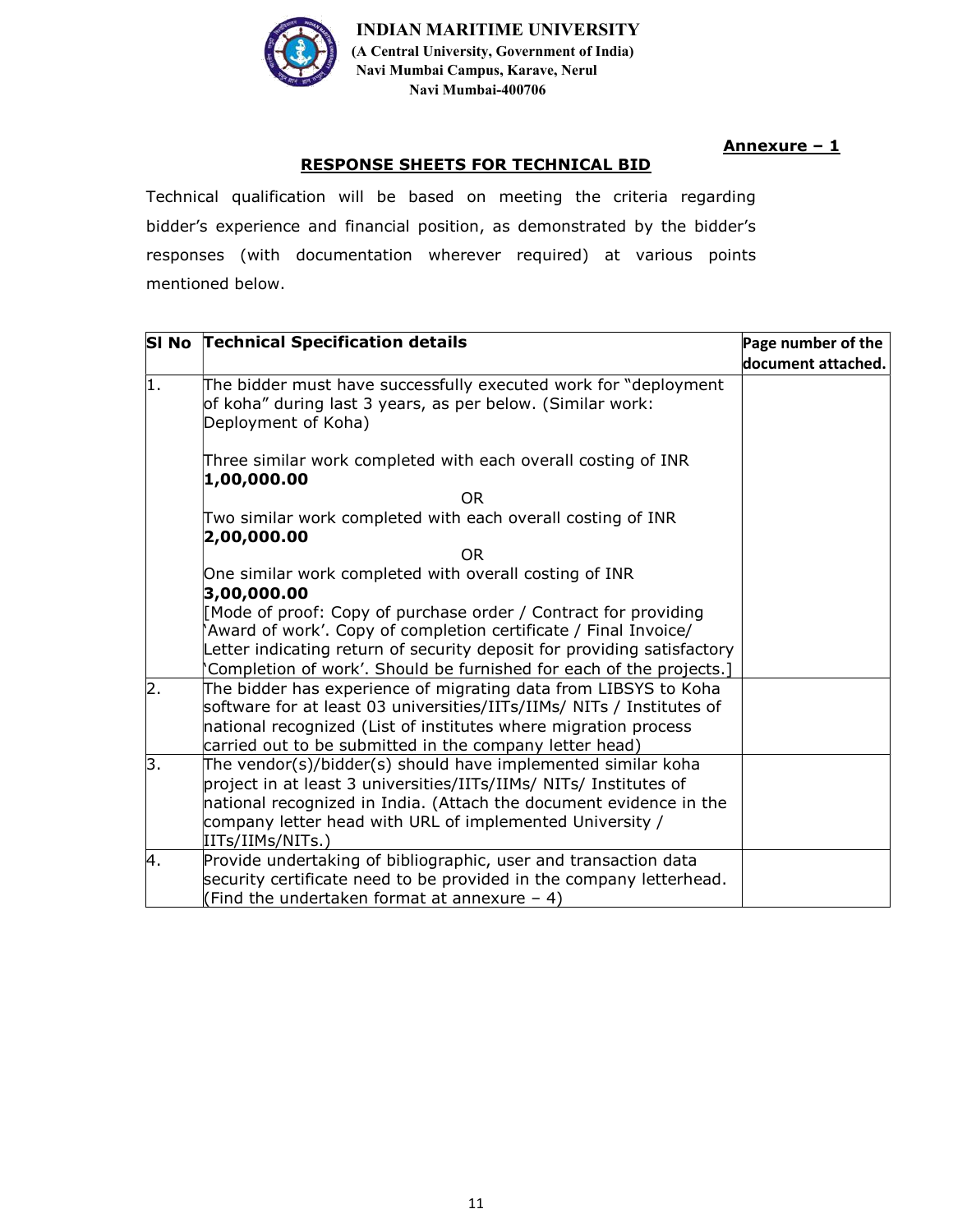**INDIAN MARITIME UNIVERSITY**
**(A Central University, Government of India)**
**Navi Mumbai Campus, Karave, Nerul**
**Navi Mumbai-400706**

**Annexure – 1**

## RESPONSE SHEETS FOR TECHNICAL BID

Technical qualification will be based on meeting the criteria regarding bidder's experience and financial position, as demonstrated by the bidder's responses (with documentation wherever required) at various points mentioned below.

| Sl No | Technical Specification details | Page number of the document attached. |
|---|---|---|
| 1. | The bidder must have successfully executed work for "deployment of koha" during last 3 years, as per below. (Similar work: Deployment of Koha)<br><br>Three similar work completed with each overall costing of INR **1,00,000.00**<br>OR<br>Two similar work completed with each overall costing of INR **2,00,000.00**<br>OR<br>One similar work completed with overall costing of INR **3,00,000.00**<br>[Mode of proof: Copy of purchase order / Contract for providing 'Award of work'. Copy of completion certificate / Final Invoice/ Letter indicating return of security deposit for providing satisfactory 'Completion of work'. Should be furnished for each of the projects.] | |
| 2. | The bidder has experience of migrating data from LIBSYS to Koha software for at least 03 universities/IITs/IIMs/ NITs / Institutes of national recognized (List of institutes where migration process carried out to be submitted in the company letter head) | |
| 3. | The vendor(s)/bidder(s) should have implemented similar koha project in at least 3 universities/IITs/IIMs/ NITs/ Institutes of national recognized in India. (Attach the document evidence in the company letter head with URL of implemented University / IITs/IIMs/NITs.) | |
| 4. | Provide undertaking of bibliographic, user and transaction data security certificate need to be provided in the company letterhead. (Find the undertaken format at annexure – 4) | |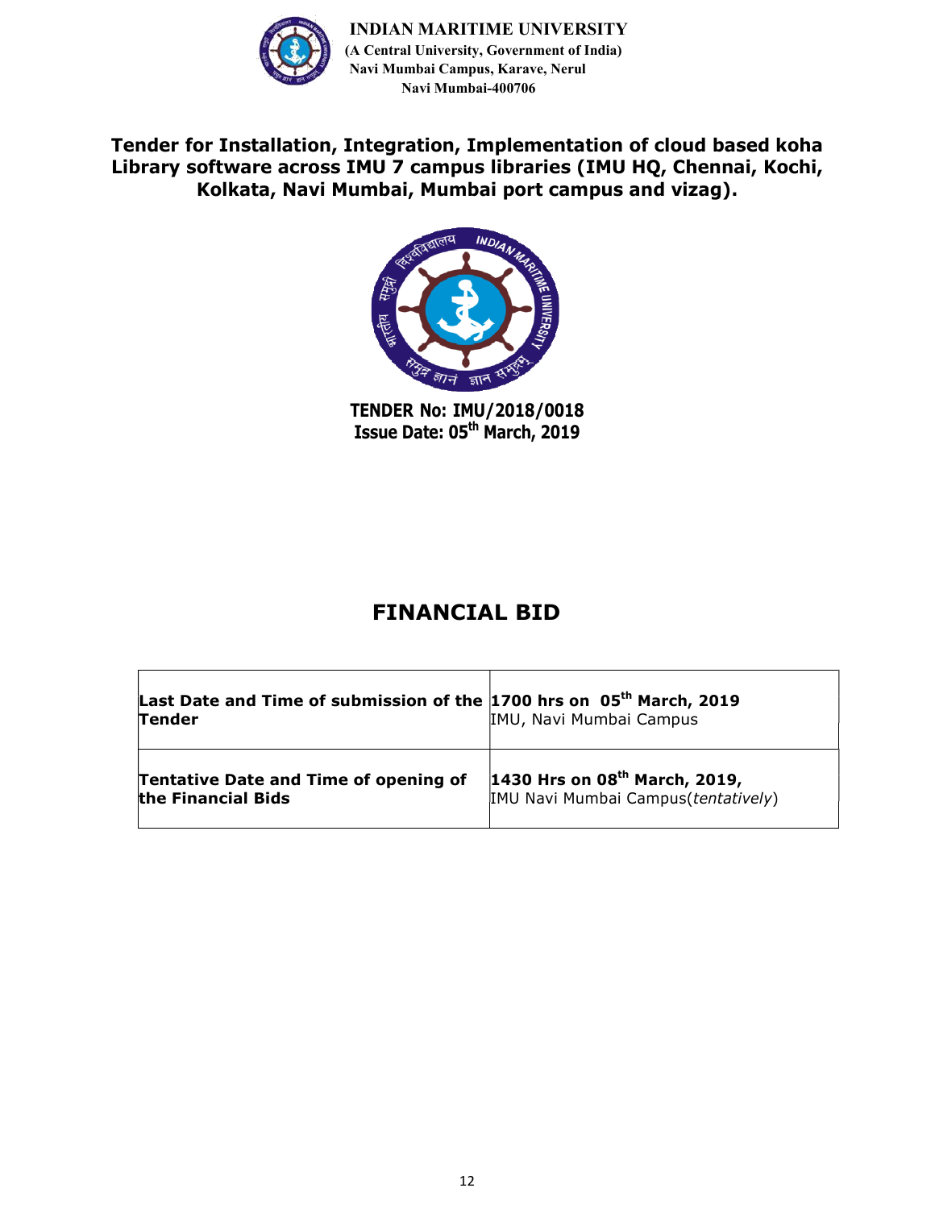**INDIAN MARITIME UNIVERSITY**
**(A Central University, Government of India)**
**Navi Mumbai Campus, Karave, Nerul**
**Navi Mumbai-400706**

# Tender for Installation, Integration, Implementation of cloud based koha Library software across IMU 7 campus libraries (IMU HQ, Chennai, Kochi, Kolkata, Navi Mumbai, Mumbai port campus and vizag).

**TENDER No: IMU/2018/0018**
**Issue Date: 05th March, 2019**

# FINANCIAL BID

| | |
|---|---|
| **Last Date and Time of submission of the Tender** | **1700 hrs on 05th March, 2019** IMU, Navi Mumbai Campus |
| **Tentative Date and Time of opening of the Financial Bids** | **1430 Hrs on 08th March, 2019,** IMU Navi Mumbai Campus(*tentatively*) |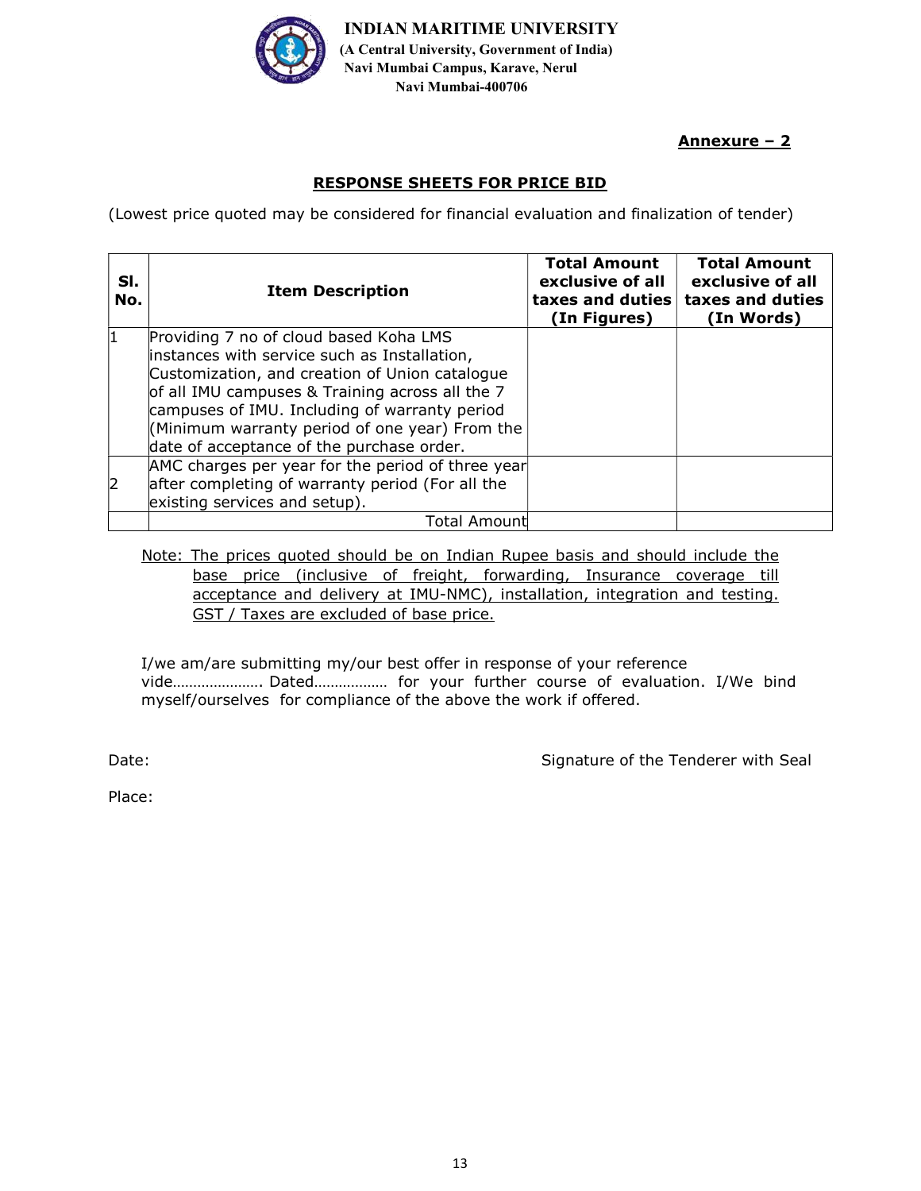**INDIAN MARITIME UNIVERSITY**
**(A Central University, Government of India)**
**Navi Mumbai Campus, Karave, Nerul**
**Navi Mumbai-400706**

**Annexure – 2**

## RESPONSE SHEETS FOR PRICE BID

(Lowest price quoted may be considered for financial evaluation and finalization of tender)

| Sl. No. | Item Description | Total Amount exclusive of all taxes and duties (In Figures) | Total Amount exclusive of all taxes and duties (In Words) |
|---|---|---|---|
| 1 | Providing 7 no of cloud based Koha LMS instances with service such as Installation, Customization, and creation of Union catalogue of all IMU campuses & Training across all the 7 campuses of IMU. Including of warranty period (Minimum warranty period of one year) From the date of acceptance of the purchase order. | | |
| 2 | AMC charges per year for the period of three year after completing of warranty period (For all the existing services and setup). | | |
| | Total Amount | | |

Note: The prices quoted should be on Indian Rupee basis and should include the base price (inclusive of freight, forwarding, Insurance coverage till acceptance and delivery at IMU-NMC), installation, integration and testing. GST / Taxes are excluded of base price.

I/we am/are submitting my/our best offer in response of your reference vide…………………. Dated……………… for your further course of evaluation. I/We bind myself/ourselves for compliance of the above the work if offered.

Date: Signature of the Tenderer with Seal

Place: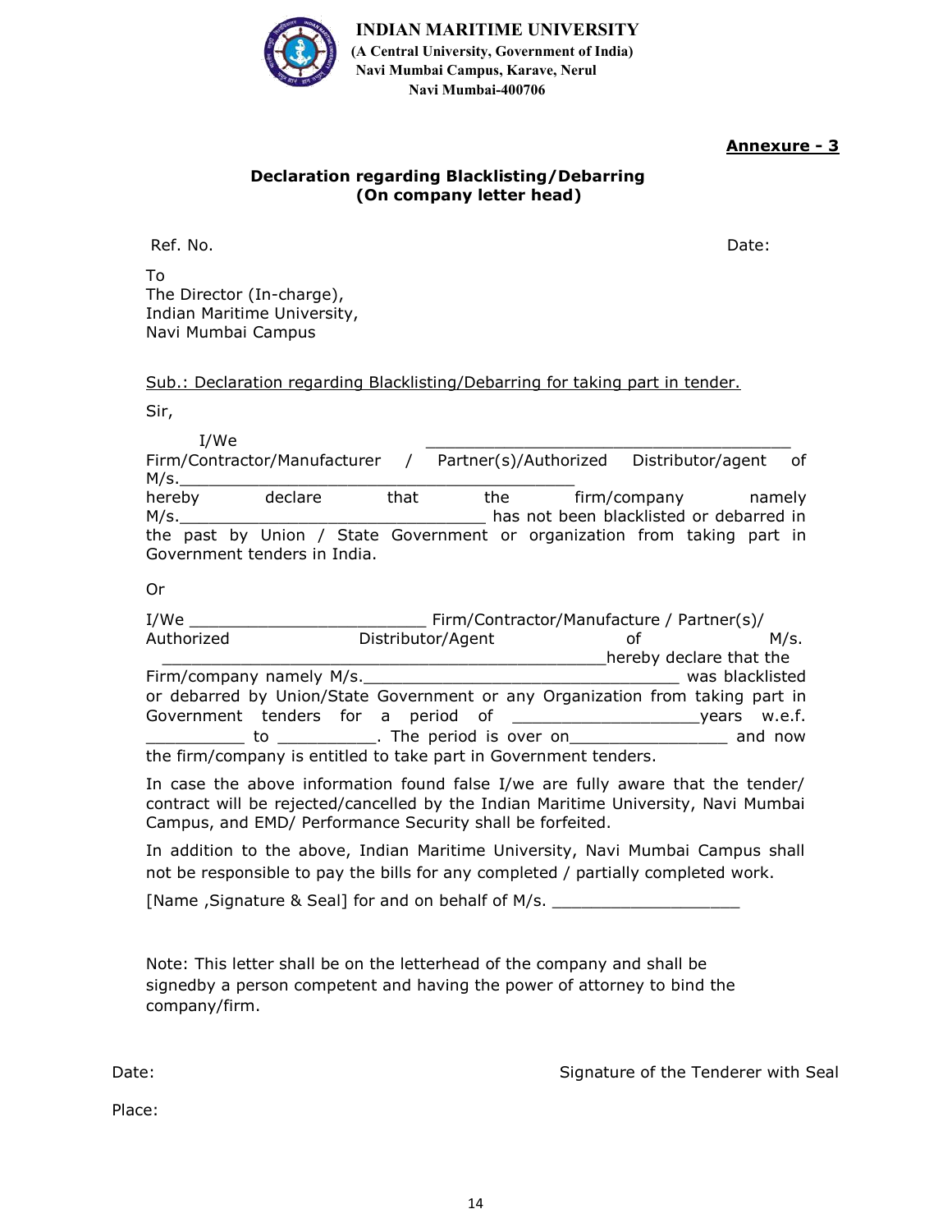**INDIAN MARITIME UNIVERSITY**
**(A Central University, Government of India)**
**Navi Mumbai Campus, Karave, Nerul**
**Navi Mumbai-400706**

**Annexure - 3**

**Declaration regarding Blacklisting/Debarring**
**(On company letter head)**

Ref. No. Date:

To
The Director (In-charge),
Indian Maritime University,
Navi Mumbai Campus

Sub.: Declaration regarding Blacklisting/Debarring for taking part in tender.

Sir,

I/We ______________________________________ Firm/Contractor/Manufacturer / Partner(s)/Authorized Distributor/agent of M/s.__________________________________________ hereby declare that the firm/company namely M/s.________________________________ has not been blacklisted or debarred in the past by Union / State Government or organization from taking part in Government tenders in India.

Or

I/We _________________________ Firm/Contractor/Manufacture / Partner(s)/ Authorized Distributor/Agent of M/s. ______________________________________________hereby declare that the Firm/company namely M/s._________________________________ was blacklisted or debarred by Union/State Government or any Organization from taking part in Government tenders for a period of __________________years w.e.f. __________ to __________. The period is over on________________ and now the firm/company is entitled to take part in Government tenders.

In case the above information found false I/we are fully aware that the tender/ contract will be rejected/cancelled by the Indian Maritime University, Navi Mumbai Campus, and EMD/ Performance Security shall be forfeited.

In addition to the above, Indian Maritime University, Navi Mumbai Campus shall not be responsible to pay the bills for any completed / partially completed work.

[Name ,Signature & Seal] for and on behalf of M/s. ___________________

Note: This letter shall be on the letterhead of the company and shall be signedby a person competent and having the power of attorney to bind the company/firm.

Date: Signature of the Tenderer with Seal

Place: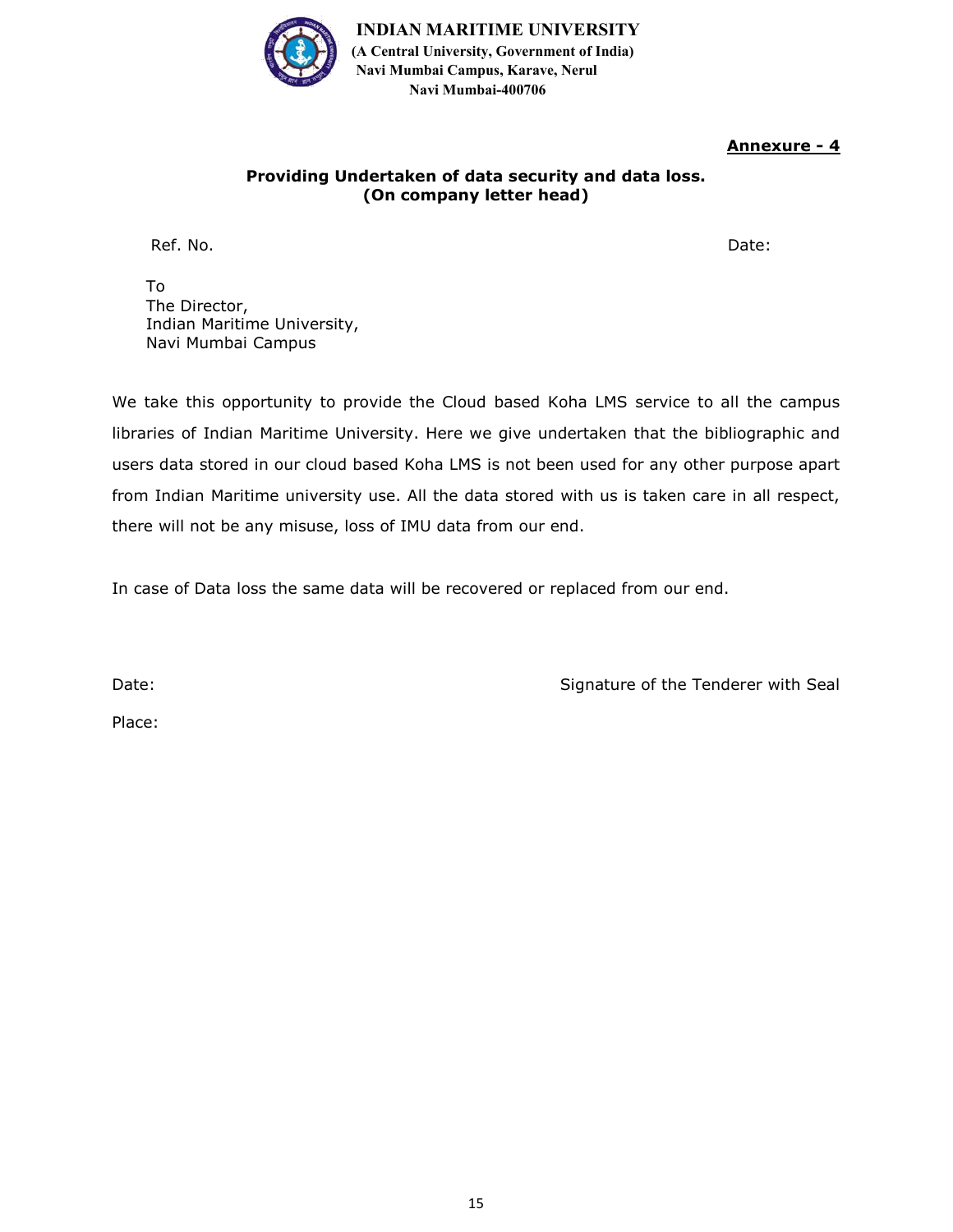**INDIAN MARITIME UNIVERSITY**
**(A Central University, Government of India)**
**Navi Mumbai Campus, Karave, Nerul**
**Navi Mumbai-400706**

**Annexure - 4**

**Providing Undertaken of data security and data loss.**
**(On company letter head)**

Ref. No. Date:

To
The Director,
Indian Maritime University,
Navi Mumbai Campus

We take this opportunity to provide the Cloud based Koha LMS service to all the campus libraries of Indian Maritime University. Here we give undertaken that the bibliographic and users data stored in our cloud based Koha LMS is not been used for any other purpose apart from Indian Maritime university use. All the data stored with us is taken care in all respect, there will not be any misuse, loss of IMU data from our end.

In case of Data loss the same data will be recovered or replaced from our end.

Date: Signature of the Tenderer with Seal

Place: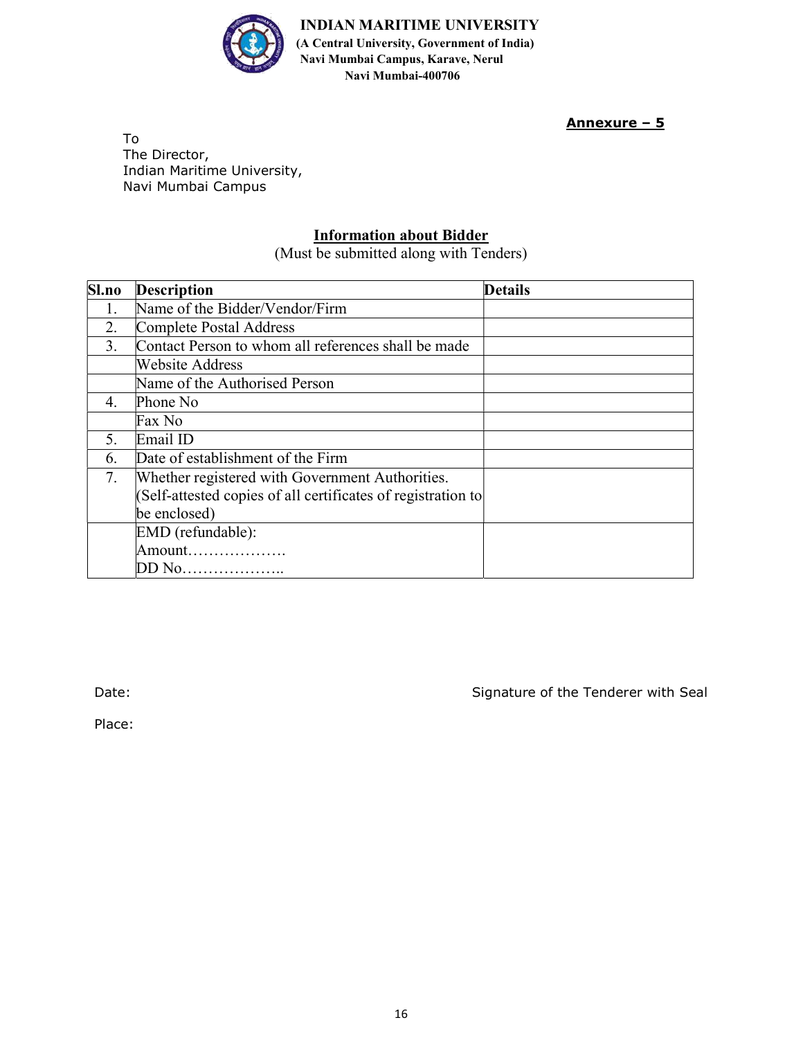**INDIAN MARITIME UNIVERSITY**
**(A Central University, Government of India)**
**Navi Mumbai Campus, Karave, Nerul**
**Navi Mumbai-400706**

**Annexure – 5**

To
The Director,
Indian Maritime University,
Navi Mumbai Campus

## Information about Bidder

(Must be submitted along with Tenders)

| Sl.no | Description | Details |
|---|---|---|
| 1. | Name of the Bidder/Vendor/Firm | |
| 2. | Complete Postal Address | |
| 3. | Contact Person to whom all references shall be made | |
| | Website Address | |
| | Name of the Authorised Person | |
| 4. | Phone No | |
| | Fax No | |
| 5. | Email ID | |
| 6. | Date of establishment of the Firm | |
| 7. | Whether registered with Government Authorities. (Self-attested copies of all certificates of registration to be enclosed) | |
| | EMD (refundable): Amount………………. DD No……………….. | |

Date: Signature of the Tenderer with Seal

Place: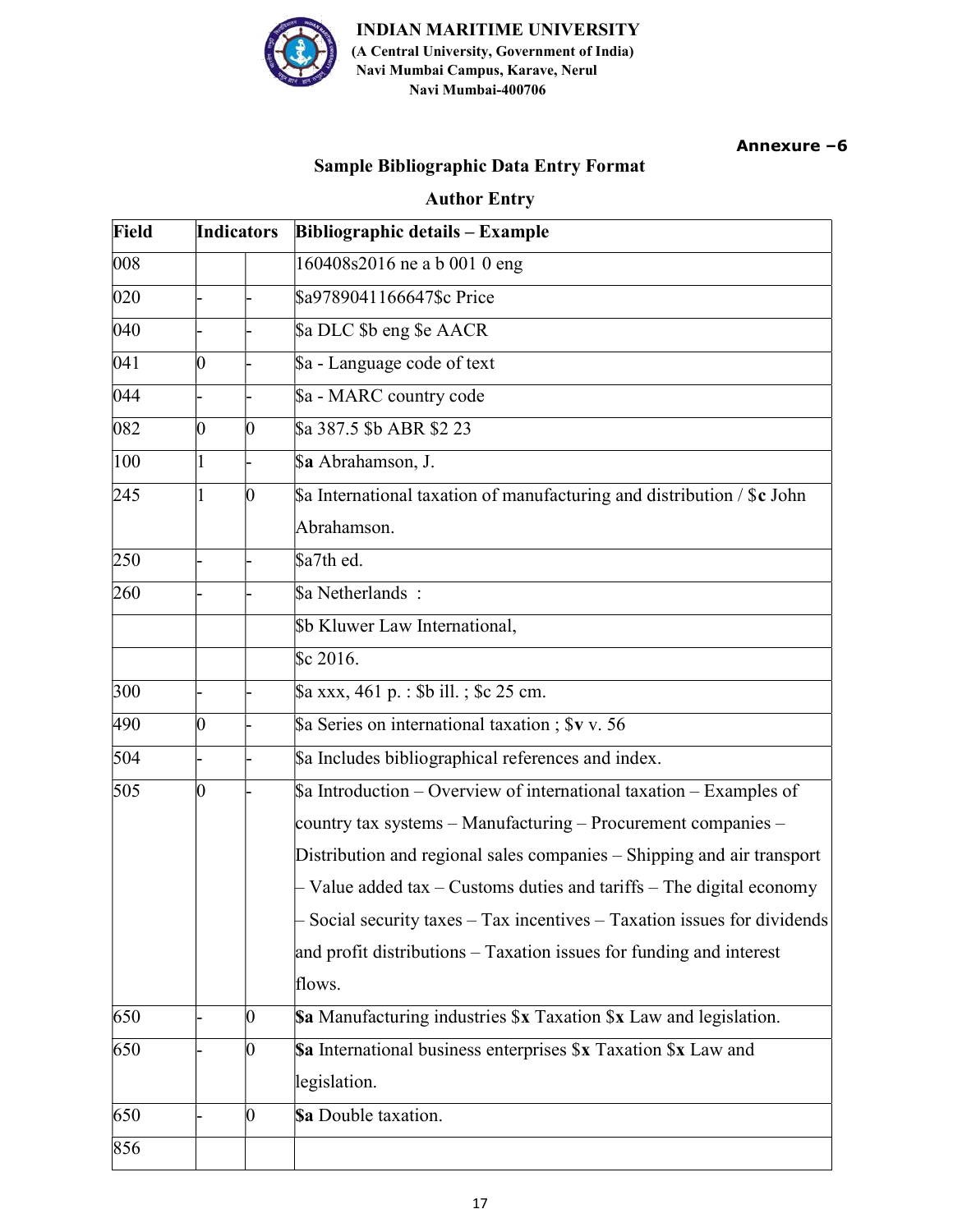**INDIAN MARITIME UNIVERSITY**
**(A Central University, Government of India)**
**Navi Mumbai Campus, Karave, Nerul**
**Navi Mumbai-400706**

**Annexure –6**

## Sample Bibliographic Data Entry Format

### Author Entry

| Field | Indicators | | Bibliographic details – Example |
|---|---|---|---|
| 008 | | | 160408s2016 ne a b 001 0 eng |
| 020 | - | - | $a9789041166647$c Price |
| 040 | - | - | $a DLC $b eng $e AACR |
| 041 | 0 | - | $a - Language code of text |
| 044 | - | - | $a - MARC country code |
| 082 | 0 | 0 | $a 387.5 $b ABR $2 23 |
| 100 | 1 | - | $**a** Abrahamson, J. |
| 245 | 1 | 0 | $a International taxation of manufacturing and distribution / $**c** John Abrahamson. |
| 250 | - | - | $a7th ed. |
| 260 | - | - | $a Netherlands : |
| | | | $b Kluwer Law International, |
| | | | $c 2016. |
| 300 | - | - | $a xxx, 461 p. : $b ill. ; $c 25 cm. |
| 490 | 0 | - | $a Series on international taxation ; $**v** v. 56 |
| 504 | - | - | $a Includes bibliographical references and index. |
| 505 | 0 | - | $a Introduction – Overview of international taxation – Examples of country tax systems – Manufacturing – Procurement companies – Distribution and regional sales companies – Shipping and air transport – Value added tax – Customs duties and tariffs – The digital economy – Social security taxes – Tax incentives – Taxation issues for dividends and profit distributions – Taxation issues for funding and interest flows. |
| 650 | - | 0 | **$a** Manufacturing industries $**x** Taxation $**x** Law and legislation. |
| 650 | - | 0 | **$a** International business enterprises $**x** Taxation $**x** Law and legislation. |
| 650 | - | 0 | **$a** Double taxation. |
| 856 | | | |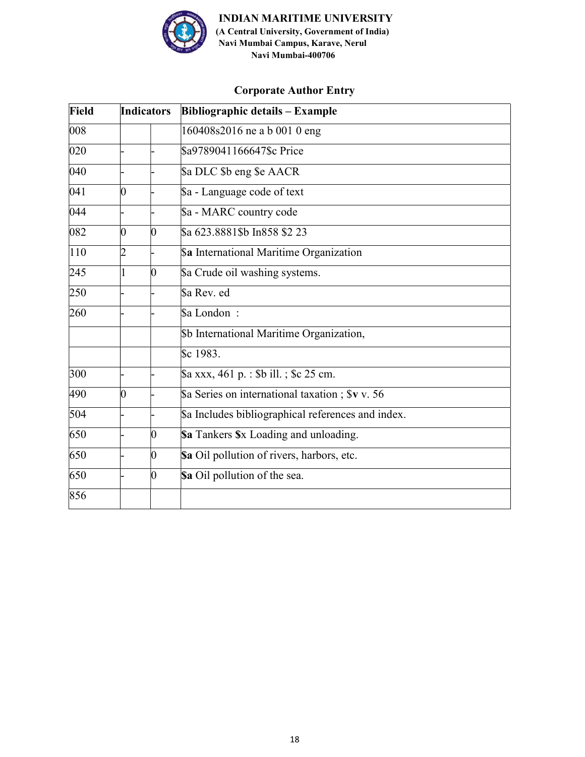**INDIAN MARITIME UNIVERSITY**
**(A Central University, Government of India)**
**Navi Mumbai Campus, Karave, Nerul**
**Navi Mumbai-400706**

## Corporate Author Entry

| Field | Indicators | | Bibliographic details – Example |
|---|---|---|---|
| 008 | | | 160408s2016 ne a b 001 0 eng |
| 020 | - | - | $a9789041166647$c Price |
| 040 | - | - | $a DLC $b eng $e AACR |
| 041 | 0 | - | $a - Language code of text |
| 044 | - | - | $a - MARC country code |
| 082 | 0 | 0 | $a 623.8881$b In858 $2 23 |
| 110 | 2 | - | $**a** International Maritime Organization |
| 245 | 1 | 0 | $a Crude oil washing systems. |
| 250 | - | - | $a Rev. ed |
| 260 | - | - | $a London : |
| | | | $b International Maritime Organization, |
| | | | $c 1983. |
| 300 | - | - | $a xxx, 461 p. : $b ill. ; $c 25 cm. |
| 490 | 0 | - | $a Series on international taxation ; $**v** v. 56 |
| 504 | - | - | $a Includes bibliographical references and index. |
| 650 | - | 0 | **$a** Tankers **$**x Loading and unloading. |
| 650 | - | 0 | **$a** Oil pollution of rivers, harbors, etc. |
| 650 | - | 0 | **$a** Oil pollution of the sea. |
| 856 | | | |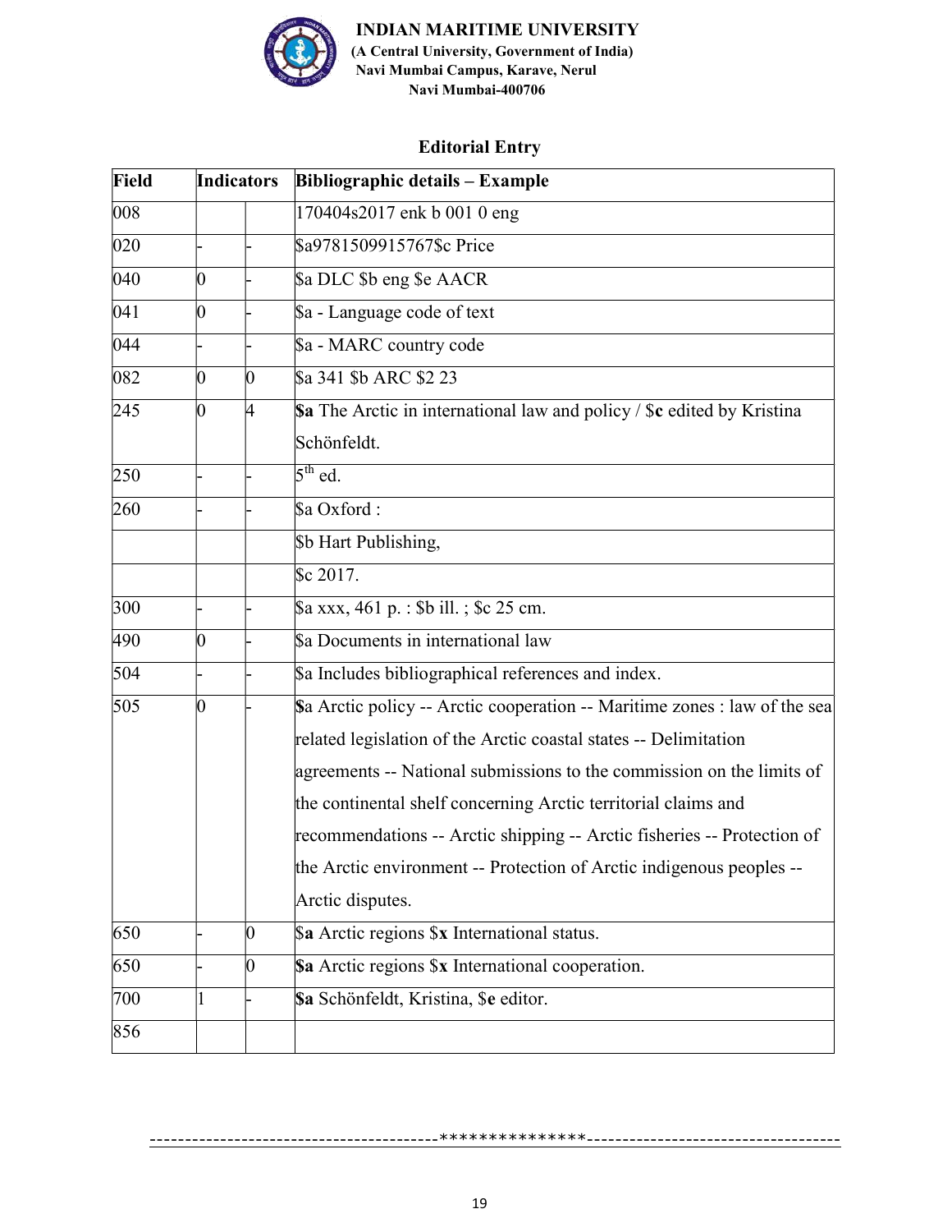**INDIAN MARITIME UNIVERSITY**
**(A Central University, Government of India)**
**Navi Mumbai Campus, Karave, Nerul**
**Navi Mumbai-400706**

## Editorial Entry

| Field | Indicators | | Bibliographic details – Example |
|---|---|---|---|
| 008 | | | 170404s2017 enk b 001 0 eng |
| 020 | - | - | $a9781509915767$c Price |
| 040 | 0 | - | $a DLC $b eng $e AACR |
| 041 | 0 | - | $a - Language code of text |
| 044 | - | - | $a - MARC country code |
| 082 | 0 | 0 | $a 341 $b ARC $2 23 |
| 245 | 0 | 4 | **$a** The Arctic in international law and policy / $**c** edited by Kristina Schönfeldt. |
| 250 | - | - | 5th ed. |
| 260 | - | - | $a Oxford : |
| | | | $b Hart Publishing, |
| | | | $c 2017. |
| 300 | - | - | $a xxx, 461 p. : $b ill. ; $c 25 cm. |
| 490 | 0 | - | $a Documents in international law |
| 504 | - | - | $a Includes bibliographical references and index. |
| 505 | 0 | - | **$**a Arctic policy -- Arctic cooperation -- Maritime zones : law of the sea related legislation of the Arctic coastal states -- Delimitation agreements -- National submissions to the commission on the limits of the continental shelf concerning Arctic territorial claims and recommendations -- Arctic shipping -- Arctic fisheries -- Protection of the Arctic environment -- Protection of Arctic indigenous peoples -- Arctic disputes. |
| 650 | - | 0 | $**a** Arctic regions $**x** International status. |
| 650 | - | 0 | $**a** Arctic regions $**x** International cooperation. |
| 700 | 1 | - | **$a** Schönfeldt, Kristina, $**e** editor. |
| 856 | | | |

---------------------------------------***************------------------------------------